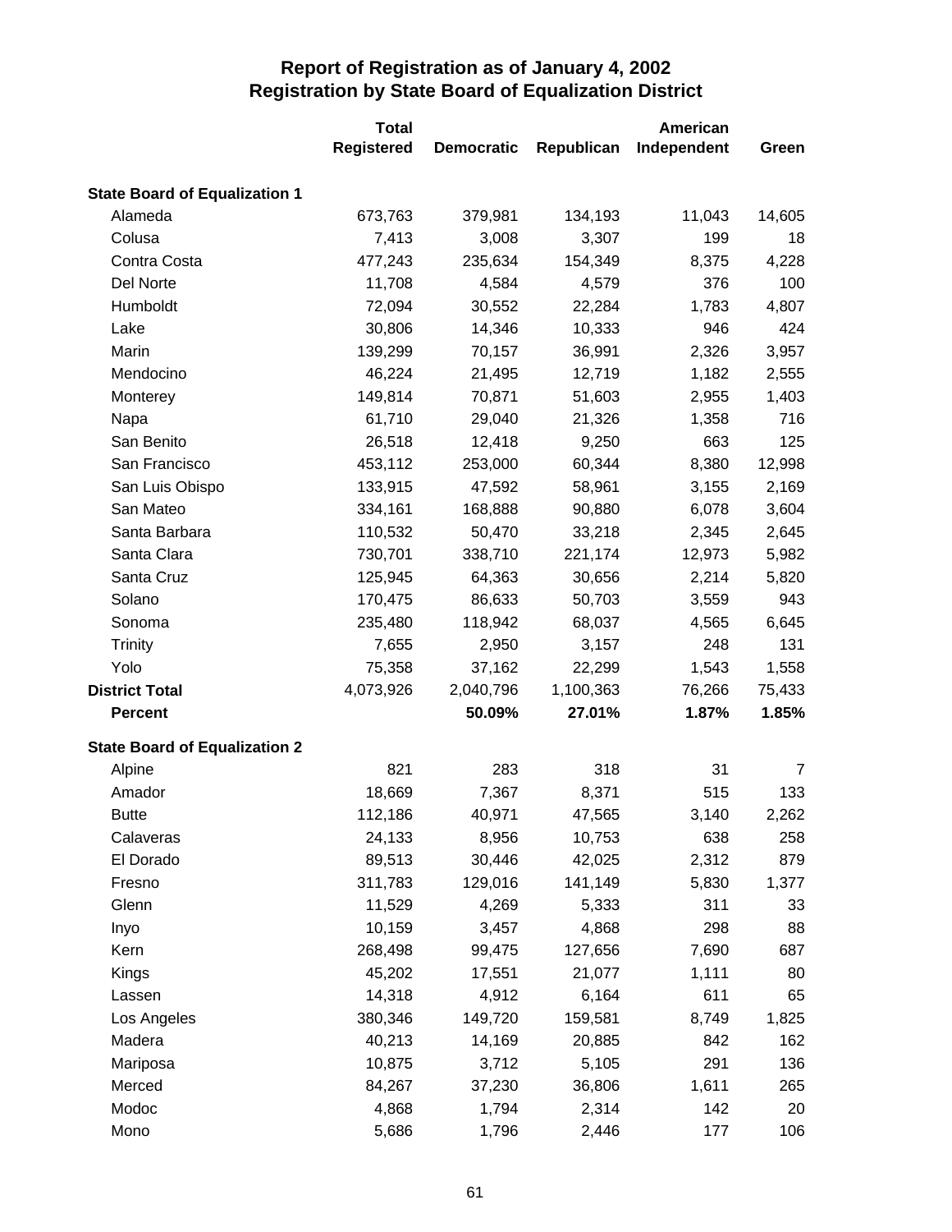# Report of Registration as of January 4, 2002
## Registration by State Board of Equalization District

| | Total Registered | Democratic | Republican | American Independent | Green |
|---|---|---|---|---|---|
| **State Board of Equalization 1** | | | | | |
| Alameda | 673,763 | 379,981 | 134,193 | 11,043 | 14,605 |
| Colusa | 7,413 | 3,008 | 3,307 | 199 | 18 |
| Contra Costa | 477,243 | 235,634 | 154,349 | 8,375 | 4,228 |
| Del Norte | 11,708 | 4,584 | 4,579 | 376 | 100 |
| Humboldt | 72,094 | 30,552 | 22,284 | 1,783 | 4,807 |
| Lake | 30,806 | 14,346 | 10,333 | 946 | 424 |
| Marin | 139,299 | 70,157 | 36,991 | 2,326 | 3,957 |
| Mendocino | 46,224 | 21,495 | 12,719 | 1,182 | 2,555 |
| Monterey | 149,814 | 70,871 | 51,603 | 2,955 | 1,403 |
| Napa | 61,710 | 29,040 | 21,326 | 1,358 | 716 |
| San Benito | 26,518 | 12,418 | 9,250 | 663 | 125 |
| San Francisco | 453,112 | 253,000 | 60,344 | 8,380 | 12,998 |
| San Luis Obispo | 133,915 | 47,592 | 58,961 | 3,155 | 2,169 |
| San Mateo | 334,161 | 168,888 | 90,880 | 6,078 | 3,604 |
| Santa Barbara | 110,532 | 50,470 | 33,218 | 2,345 | 2,645 |
| Santa Clara | 730,701 | 338,710 | 221,174 | 12,973 | 5,982 |
| Santa Cruz | 125,945 | 64,363 | 30,656 | 2,214 | 5,820 |
| Solano | 170,475 | 86,633 | 50,703 | 3,559 | 943 |
| Sonoma | 235,480 | 118,942 | 68,037 | 4,565 | 6,645 |
| Trinity | 7,655 | 2,950 | 3,157 | 248 | 131 |
| Yolo | 75,358 | 37,162 | 22,299 | 1,543 | 1,558 |
| **District Total** | 4,073,926 | 2,040,796 | 1,100,363 | 76,266 | 75,433 |
| **Percent** | | **50.09%** | **27.01%** | **1.87%** | **1.85%** |
| **State Board of Equalization 2** | | | | | |
| Alpine | 821 | 283 | 318 | 31 | 7 |
| Amador | 18,669 | 7,367 | 8,371 | 515 | 133 |
| Butte | 112,186 | 40,971 | 47,565 | 3,140 | 2,262 |
| Calaveras | 24,133 | 8,956 | 10,753 | 638 | 258 |
| El Dorado | 89,513 | 30,446 | 42,025 | 2,312 | 879 |
| Fresno | 311,783 | 129,016 | 141,149 | 5,830 | 1,377 |
| Glenn | 11,529 | 4,269 | 5,333 | 311 | 33 |
| Inyo | 10,159 | 3,457 | 4,868 | 298 | 88 |
| Kern | 268,498 | 99,475 | 127,656 | 7,690 | 687 |
| Kings | 45,202 | 17,551 | 21,077 | 1,111 | 80 |
| Lassen | 14,318 | 4,912 | 6,164 | 611 | 65 |
| Los Angeles | 380,346 | 149,720 | 159,581 | 8,749 | 1,825 |
| Madera | 40,213 | 14,169 | 20,885 | 842 | 162 |
| Mariposa | 10,875 | 3,712 | 5,105 | 291 | 136 |
| Merced | 84,267 | 37,230 | 36,806 | 1,611 | 265 |
| Modoc | 4,868 | 1,794 | 2,314 | 142 | 20 |
| Mono | 5,686 | 1,796 | 2,446 | 177 | 106 |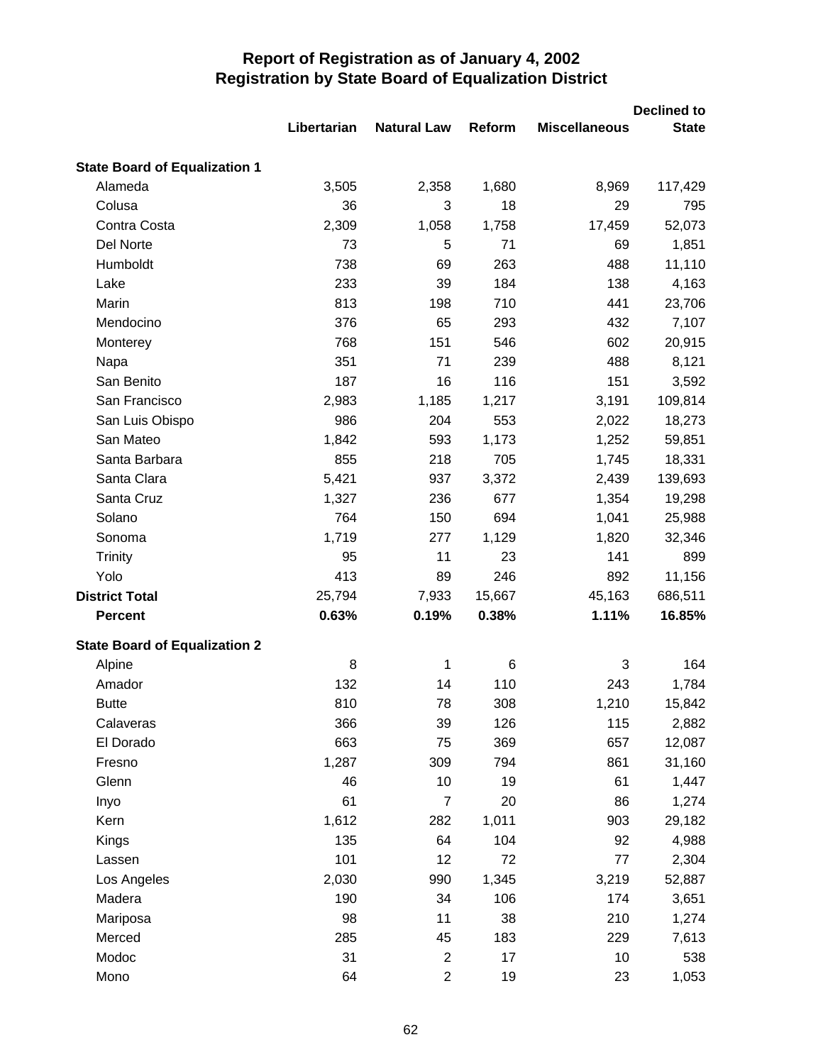# Report of Registration as of January 4, 2002
## Registration by State Board of Equalization District

| | Libertarian | Natural Law | Reform | Miscellaneous | Declined to State |
|---|---|---|---|---|---|
| **State Board of Equalization 1** | | | | | |
| Alameda | 3,505 | 2,358 | 1,680 | 8,969 | 117,429 |
| Colusa | 36 | 3 | 18 | 29 | 795 |
| Contra Costa | 2,309 | 1,058 | 1,758 | 17,459 | 52,073 |
| Del Norte | 73 | 5 | 71 | 69 | 1,851 |
| Humboldt | 738 | 69 | 263 | 488 | 11,110 |
| Lake | 233 | 39 | 184 | 138 | 4,163 |
| Marin | 813 | 198 | 710 | 441 | 23,706 |
| Mendocino | 376 | 65 | 293 | 432 | 7,107 |
| Monterey | 768 | 151 | 546 | 602 | 20,915 |
| Napa | 351 | 71 | 239 | 488 | 8,121 |
| San Benito | 187 | 16 | 116 | 151 | 3,592 |
| San Francisco | 2,983 | 1,185 | 1,217 | 3,191 | 109,814 |
| San Luis Obispo | 986 | 204 | 553 | 2,022 | 18,273 |
| San Mateo | 1,842 | 593 | 1,173 | 1,252 | 59,851 |
| Santa Barbara | 855 | 218 | 705 | 1,745 | 18,331 |
| Santa Clara | 5,421 | 937 | 3,372 | 2,439 | 139,693 |
| Santa Cruz | 1,327 | 236 | 677 | 1,354 | 19,298 |
| Solano | 764 | 150 | 694 | 1,041 | 25,988 |
| Sonoma | 1,719 | 277 | 1,129 | 1,820 | 32,346 |
| Trinity | 95 | 11 | 23 | 141 | 899 |
| Yolo | 413 | 89 | 246 | 892 | 11,156 |
| **District Total** | 25,794 | 7,933 | 15,667 | 45,163 | 686,511 |
| **Percent** | **0.63%** | **0.19%** | **0.38%** | **1.11%** | **16.85%** |
| **State Board of Equalization 2** | | | | | |
| Alpine | 8 | 1 | 6 | 3 | 164 |
| Amador | 132 | 14 | 110 | 243 | 1,784 |
| Butte | 810 | 78 | 308 | 1,210 | 15,842 |
| Calaveras | 366 | 39 | 126 | 115 | 2,882 |
| El Dorado | 663 | 75 | 369 | 657 | 12,087 |
| Fresno | 1,287 | 309 | 794 | 861 | 31,160 |
| Glenn | 46 | 10 | 19 | 61 | 1,447 |
| Inyo | 61 | 7 | 20 | 86 | 1,274 |
| Kern | 1,612 | 282 | 1,011 | 903 | 29,182 |
| Kings | 135 | 64 | 104 | 92 | 4,988 |
| Lassen | 101 | 12 | 72 | 77 | 2,304 |
| Los Angeles | 2,030 | 990 | 1,345 | 3,219 | 52,887 |
| Madera | 190 | 34 | 106 | 174 | 3,651 |
| Mariposa | 98 | 11 | 38 | 210 | 1,274 |
| Merced | 285 | 45 | 183 | 229 | 7,613 |
| Modoc | 31 | 2 | 17 | 10 | 538 |
| Mono | 64 | 2 | 19 | 23 | 1,053 |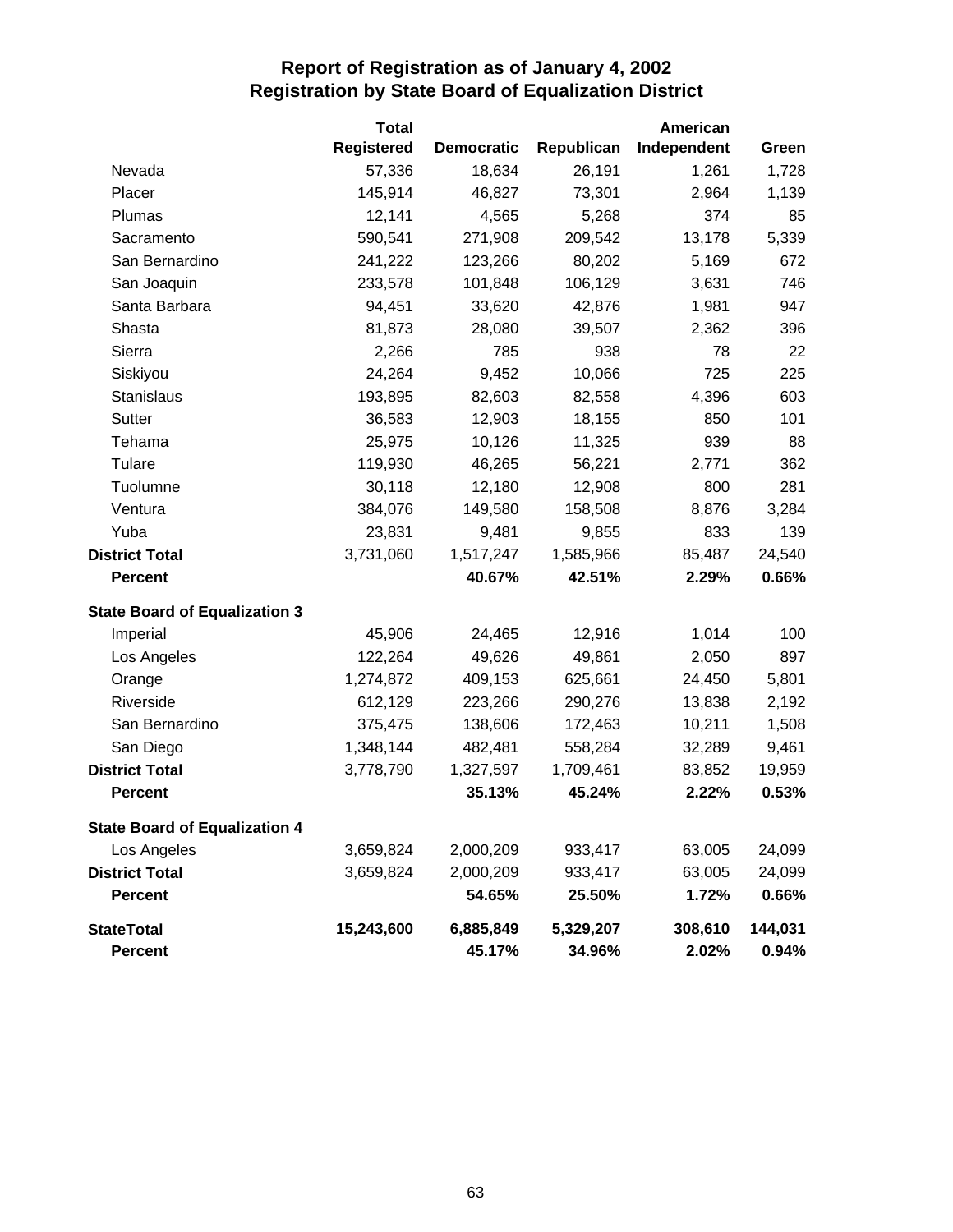# Report of Registration as of January 4, 2002
## Registration by State Board of Equalization District

| | Total Registered | Democratic | Republican | American Independent | Green |
|---|---|---|---|---|---|
| Nevada | 57,336 | 18,634 | 26,191 | 1,261 | 1,728 |
| Placer | 145,914 | 46,827 | 73,301 | 2,964 | 1,139 |
| Plumas | 12,141 | 4,565 | 5,268 | 374 | 85 |
| Sacramento | 590,541 | 271,908 | 209,542 | 13,178 | 5,339 |
| San Bernardino | 241,222 | 123,266 | 80,202 | 5,169 | 672 |
| San Joaquin | 233,578 | 101,848 | 106,129 | 3,631 | 746 |
| Santa Barbara | 94,451 | 33,620 | 42,876 | 1,981 | 947 |
| Shasta | 81,873 | 28,080 | 39,507 | 2,362 | 396 |
| Sierra | 2,266 | 785 | 938 | 78 | 22 |
| Siskiyou | 24,264 | 9,452 | 10,066 | 725 | 225 |
| Stanislaus | 193,895 | 82,603 | 82,558 | 4,396 | 603 |
| Sutter | 36,583 | 12,903 | 18,155 | 850 | 101 |
| Tehama | 25,975 | 10,126 | 11,325 | 939 | 88 |
| Tulare | 119,930 | 46,265 | 56,221 | 2,771 | 362 |
| Tuolumne | 30,118 | 12,180 | 12,908 | 800 | 281 |
| Ventura | 384,076 | 149,580 | 158,508 | 8,876 | 3,284 |
| Yuba | 23,831 | 9,481 | 9,855 | 833 | 139 |
| **District Total** | 3,731,060 | 1,517,247 | 1,585,966 | 85,487 | 24,540 |
| **Percent** | | **40.67%** | **42.51%** | **2.29%** | **0.66%** |
| **State Board of Equalization 3** | | | | | |
| Imperial | 45,906 | 24,465 | 12,916 | 1,014 | 100 |
| Los Angeles | 122,264 | 49,626 | 49,861 | 2,050 | 897 |
| Orange | 1,274,872 | 409,153 | 625,661 | 24,450 | 5,801 |
| Riverside | 612,129 | 223,266 | 290,276 | 13,838 | 2,192 |
| San Bernardino | 375,475 | 138,606 | 172,463 | 10,211 | 1,508 |
| San Diego | 1,348,144 | 482,481 | 558,284 | 32,289 | 9,461 |
| **District Total** | 3,778,790 | 1,327,597 | 1,709,461 | 83,852 | 19,959 |
| **Percent** | | **35.13%** | **45.24%** | **2.22%** | **0.53%** |
| **State Board of Equalization 4** | | | | | |
| Los Angeles | 3,659,824 | 2,000,209 | 933,417 | 63,005 | 24,099 |
| **District Total** | 3,659,824 | 2,000,209 | 933,417 | 63,005 | 24,099 |
| **Percent** | | **54.65%** | **25.50%** | **1.72%** | **0.66%** |
| **StateTotal** | **15,243,600** | **6,885,849** | **5,329,207** | **308,610** | **144,031** |
| **Percent** | | **45.17%** | **34.96%** | **2.02%** | **0.94%** |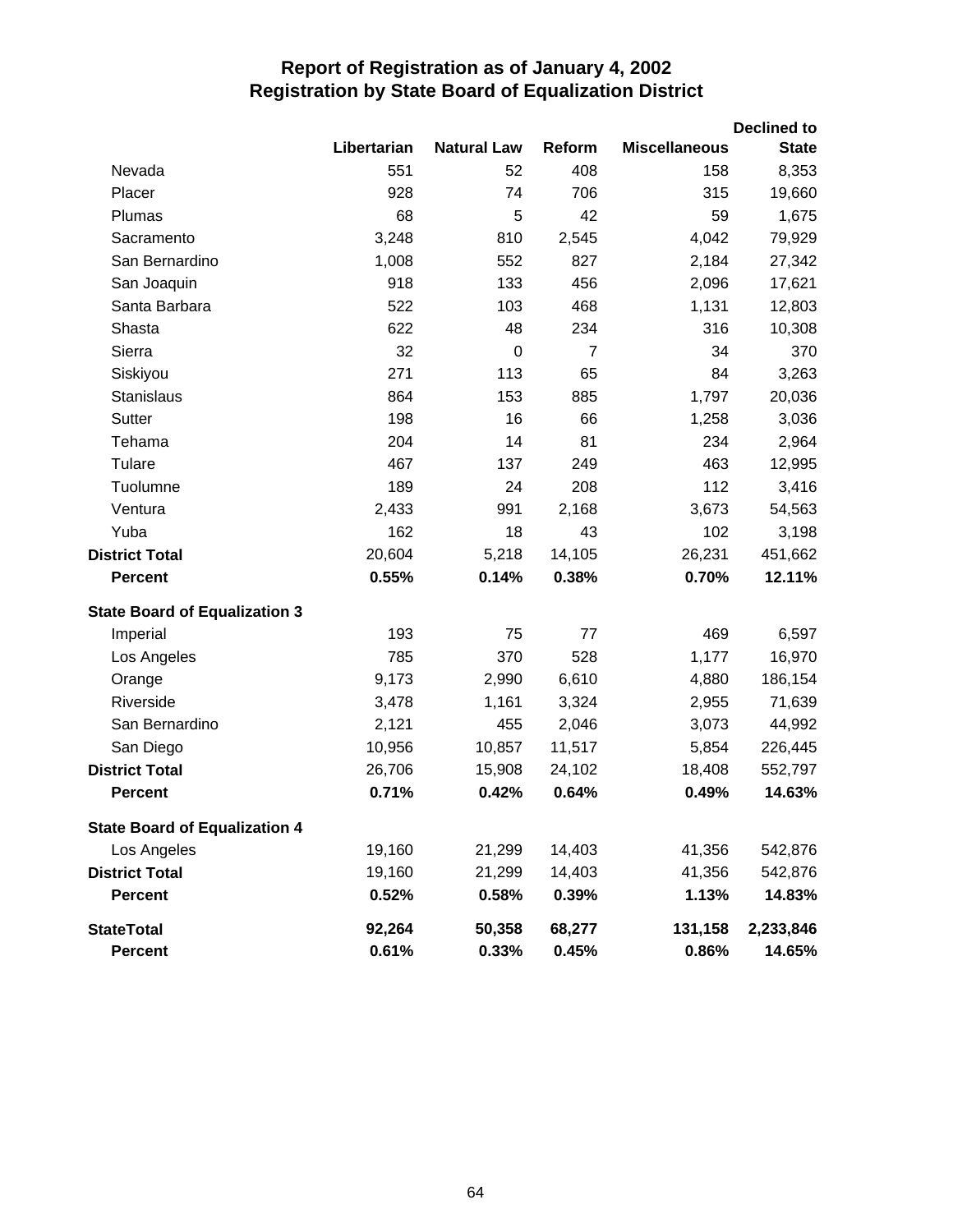# Report of Registration as of January 4, 2002
## Registration by State Board of Equalization District

| | Libertarian | Natural Law | Reform | Miscellaneous | Declined to State |
|---|---|---|---|---|---|
| Nevada | 551 | 52 | 408 | 158 | 8,353 |
| Placer | 928 | 74 | 706 | 315 | 19,660 |
| Plumas | 68 | 5 | 42 | 59 | 1,675 |
| Sacramento | 3,248 | 810 | 2,545 | 4,042 | 79,929 |
| San Bernardino | 1,008 | 552 | 827 | 2,184 | 27,342 |
| San Joaquin | 918 | 133 | 456 | 2,096 | 17,621 |
| Santa Barbara | 522 | 103 | 468 | 1,131 | 12,803 |
| Shasta | 622 | 48 | 234 | 316 | 10,308 |
| Sierra | 32 | 0 | 7 | 34 | 370 |
| Siskiyou | 271 | 113 | 65 | 84 | 3,263 |
| Stanislaus | 864 | 153 | 885 | 1,797 | 20,036 |
| Sutter | 198 | 16 | 66 | 1,258 | 3,036 |
| Tehama | 204 | 14 | 81 | 234 | 2,964 |
| Tulare | 467 | 137 | 249 | 463 | 12,995 |
| Tuolumne | 189 | 24 | 208 | 112 | 3,416 |
| Ventura | 2,433 | 991 | 2,168 | 3,673 | 54,563 |
| Yuba | 162 | 18 | 43 | 102 | 3,198 |
| **District Total** | 20,604 | 5,218 | 14,105 | 26,231 | 451,662 |
| **Percent** | **0.55%** | **0.14%** | **0.38%** | **0.70%** | **12.11%** |
| **State Board of Equalization 3** | | | | | |
| Imperial | 193 | 75 | 77 | 469 | 6,597 |
| Los Angeles | 785 | 370 | 528 | 1,177 | 16,970 |
| Orange | 9,173 | 2,990 | 6,610 | 4,880 | 186,154 |
| Riverside | 3,478 | 1,161 | 3,324 | 2,955 | 71,639 |
| San Bernardino | 2,121 | 455 | 2,046 | 3,073 | 44,992 |
| San Diego | 10,956 | 10,857 | 11,517 | 5,854 | 226,445 |
| **District Total** | 26,706 | 15,908 | 24,102 | 18,408 | 552,797 |
| **Percent** | **0.71%** | **0.42%** | **0.64%** | **0.49%** | **14.63%** |
| **State Board of Equalization 4** | | | | | |
| Los Angeles | 19,160 | 21,299 | 14,403 | 41,356 | 542,876 |
| **District Total** | 19,160 | 21,299 | 14,403 | 41,356 | 542,876 |
| **Percent** | **0.52%** | **0.58%** | **0.39%** | **1.13%** | **14.83%** |
| **StateTotal** | **92,264** | **50,358** | **68,277** | **131,158** | **2,233,846** |
| **Percent** | **0.61%** | **0.33%** | **0.45%** | **0.86%** | **14.65%** |